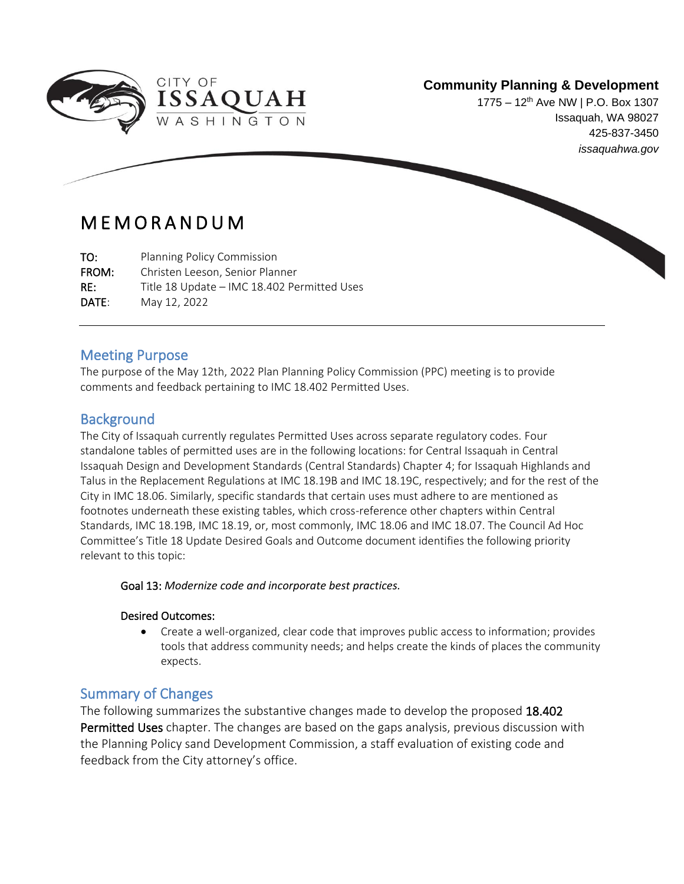CITY OF ISSAQUAH WASHINGTON

**Community Planning & Development**
1775 – 12th Ave NW | P.O. Box 1307
Issaquah, WA 98027
425-837-3450
*issaquahwa.gov*

# MEMORANDUM

**TO:** Planning Policy Commission
**FROM:** Christen Leeson, Senior Planner
**RE:** Title 18 Update – IMC 18.402 Permitted Uses
**DATE:** May 12, 2022

---

## Meeting Purpose

The purpose of the May 12th, 2022 Plan Planning Policy Commission (PPC) meeting is to provide comments and feedback pertaining to IMC 18.402 Permitted Uses.

## Background

The City of Issaquah currently regulates Permitted Uses across separate regulatory codes. Four standalone tables of permitted uses are in the following locations: for Central Issaquah in Central Issaquah Design and Development Standards (Central Standards) Chapter 4; for Issaquah Highlands and Talus in the Replacement Regulations at IMC 18.19B and IMC 18.19C, respectively; and for the rest of the City in IMC 18.06. Similarly, specific standards that certain uses must adhere to are mentioned as footnotes underneath these existing tables, which cross-reference other chapters within Central Standards, IMC 18.19B, IMC 18.19, or, most commonly, IMC 18.06 and IMC 18.07. The Council Ad Hoc Committee's Title 18 Update Desired Goals and Outcome document identifies the following priority relevant to this topic:

> **Goal 13:** *Modernize code and incorporate best practices.*
>
> **Desired Outcomes:**
>
> - Create a well-organized, clear code that improves public access to information; provides tools that address community needs; and helps create the kinds of places the community expects.

## Summary of Changes

The following summarizes the substantive changes made to develop the proposed **18.402 Permitted Uses** chapter. The changes are based on the gaps analysis, previous discussion with the Planning Policy sand Development Commission, a staff evaluation of existing code and feedback from the City attorney's office.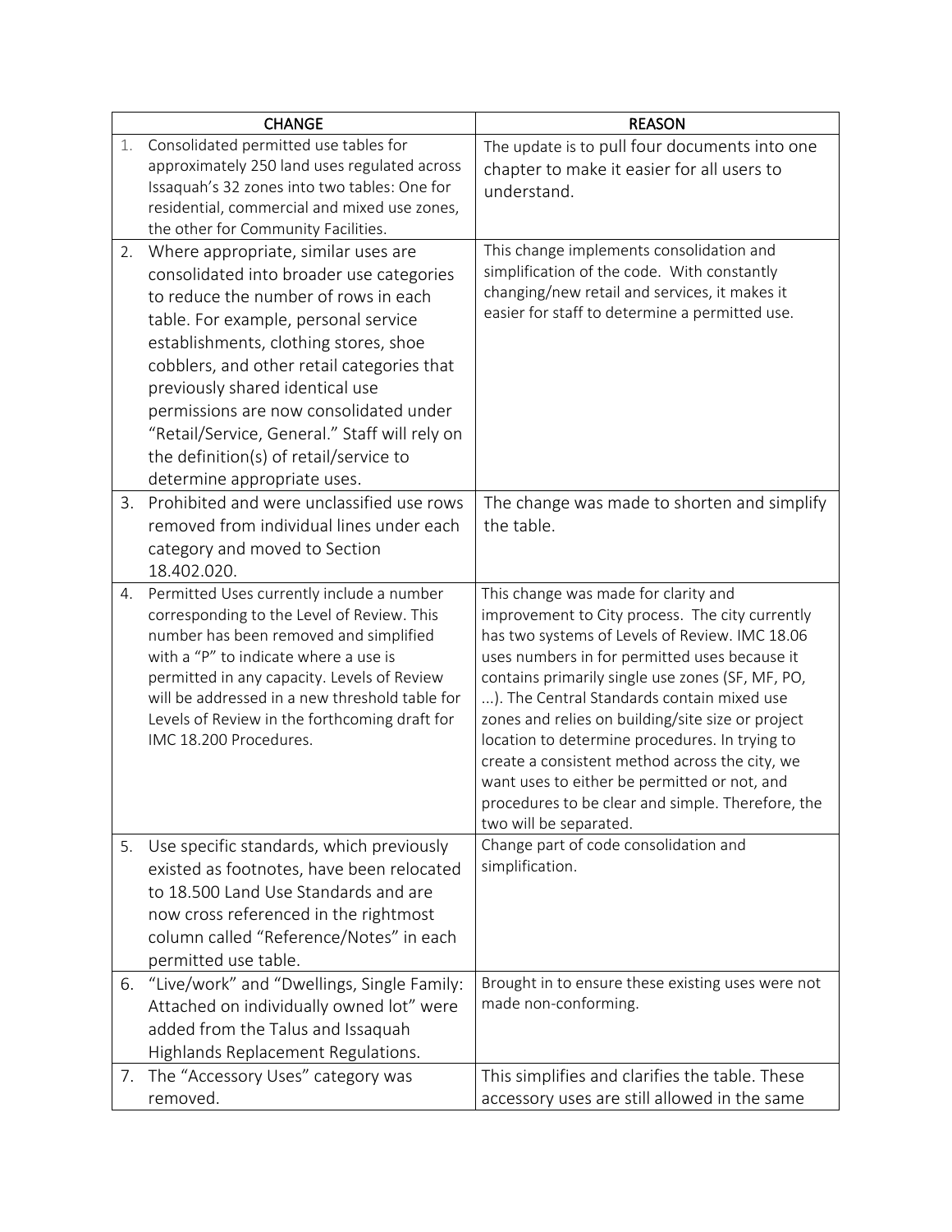| CHANGE | REASON |
|---|---|
| 1. Consolidated permitted use tables for approximately 250 land uses regulated across Issaquah's 32 zones into two tables: One for residential, commercial and mixed use zones, the other for Community Facilities. | The update is to pull four documents into one chapter to make it easier for all users to understand. |
| 2. Where appropriate, similar uses are consolidated into broader use categories to reduce the number of rows in each table. For example, personal service establishments, clothing stores, shoe cobblers, and other retail categories that previously shared identical use permissions are now consolidated under "Retail/Service, General." Staff will rely on the definition(s) of retail/service to determine appropriate uses. | This change implements consolidation and simplification of the code. With constantly changing/new retail and services, it makes it easier for staff to determine a permitted use. |
| 3. Prohibited and were unclassified use rows removed from individual lines under each category and moved to Section 18.402.020. | The change was made to shorten and simplify the table. |
| 4. Permitted Uses currently include a number corresponding to the Level of Review. This number has been removed and simplified with a "P" to indicate where a use is permitted in any capacity. Levels of Review will be addressed in a new threshold table for Levels of Review in the forthcoming draft for IMC 18.200 Procedures. | This change was made for clarity and improvement to City process. The city currently has two systems of Levels of Review. IMC 18.06 uses numbers in for permitted uses because it contains primarily single use zones (SF, MF, PO, ...). The Central Standards contain mixed use zones and relies on building/site size or project location to determine procedures. In trying to create a consistent method across the city, we want uses to either be permitted or not, and procedures to be clear and simple. Therefore, the two will be separated. |
| 5. Use specific standards, which previously existed as footnotes, have been relocated to 18.500 Land Use Standards and are now cross referenced in the rightmost column called "Reference/Notes" in each permitted use table. | Change part of code consolidation and simplification. |
| 6. "Live/work" and "Dwellings, Single Family: Attached on individually owned lot" were added from the Talus and Issaquah Highlands Replacement Regulations. | Brought in to ensure these existing uses were not made non-conforming. |
| 7. The "Accessory Uses" category was removed. | This simplifies and clarifies the table. These accessory uses are still allowed in the same |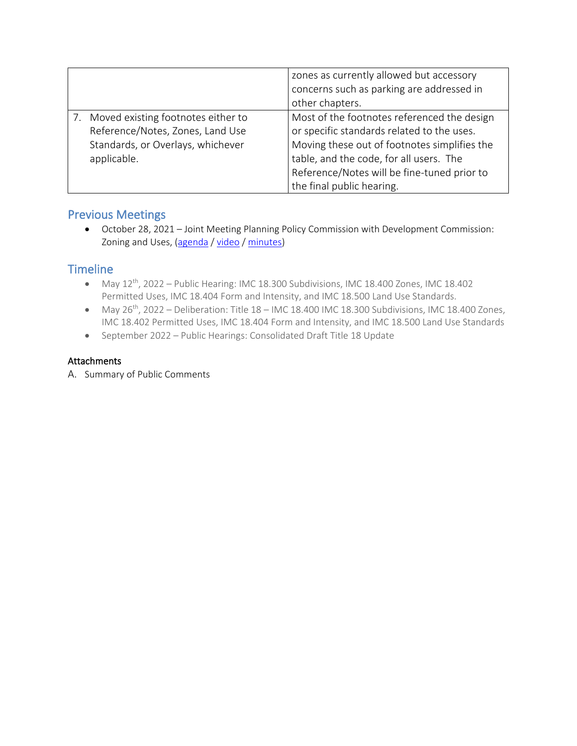| | |
|---|---|
| | zones as currently allowed but accessory concerns such as parking are addressed in other chapters. |
| 7. Moved existing footnotes either to Reference/Notes, Zones, Land Use Standards, or Overlays, whichever applicable. | Most of the footnotes referenced the design or specific standards related to the uses. Moving these out of footnotes simplifies the table, and the code, for all users. The Reference/Notes will be fine-tuned prior to the final public hearing. |

## Previous Meetings

- October 28, 2021 – Joint Meeting Planning Policy Commission with Development Commission: Zoning and Uses, (agenda / video / minutes)

## Timeline

- May 12th, 2022 – Public Hearing: IMC 18.300 Subdivisions, IMC 18.400 Zones, IMC 18.402 Permitted Uses, IMC 18.404 Form and Intensity, and IMC 18.500 Land Use Standards.
- May 26th, 2022 – Deliberation: Title 18 – IMC 18.400 IMC 18.300 Subdivisions, IMC 18.400 Zones, IMC 18.402 Permitted Uses, IMC 18.404 Form and Intensity, and IMC 18.500 Land Use Standards
- September 2022 – Public Hearings: Consolidated Draft Title 18 Update

**Attachments**

A. Summary of Public Comments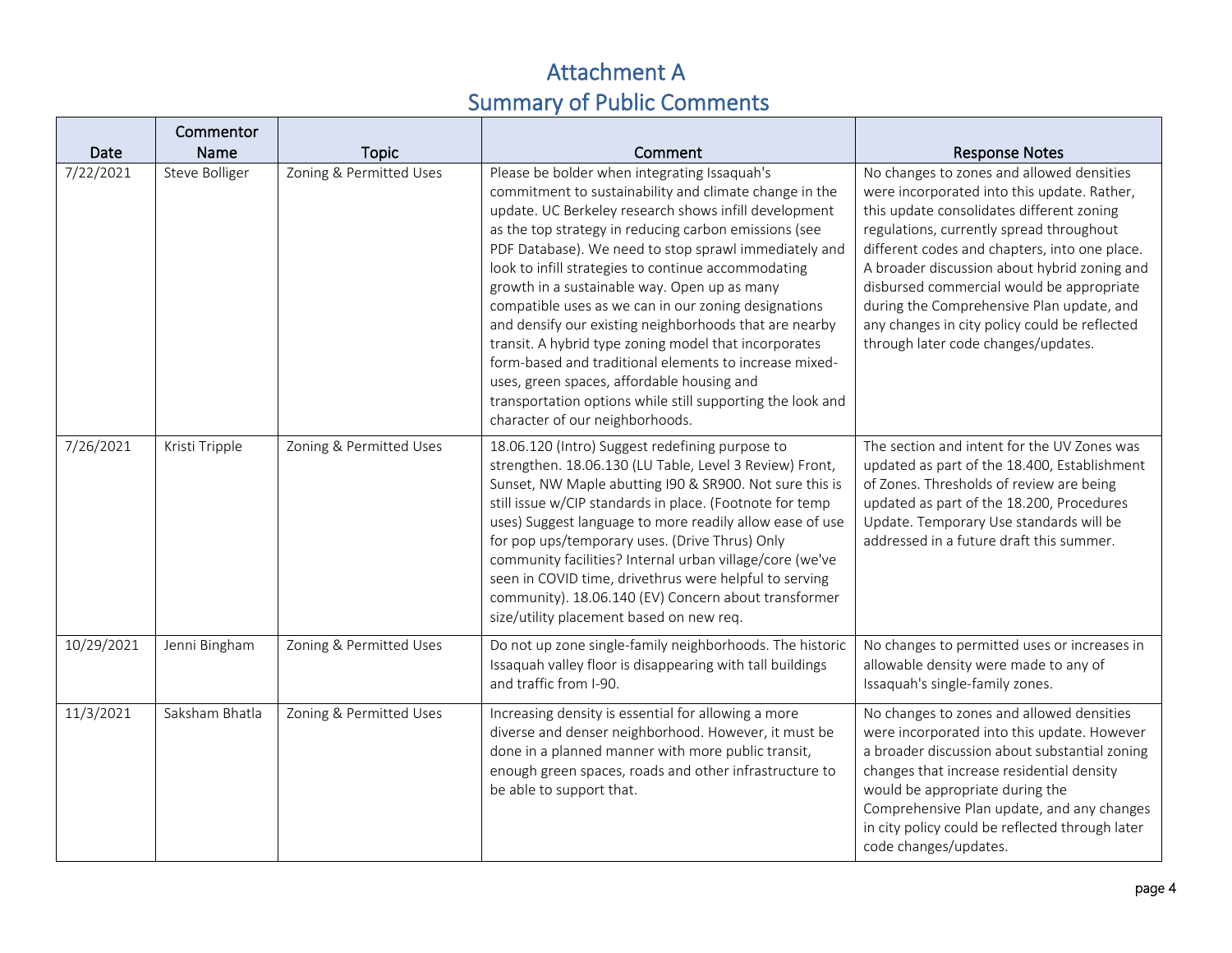# Attachment A
## Summary of Public Comments

| Date | Commentor Name | Topic | Comment | Response Notes |
|---|---|---|---|---|
| 7/22/2021 | Steve Bolliger | Zoning & Permitted Uses | Please be bolder when integrating Issaquah's commitment to sustainability and climate change in the update. UC Berkeley research shows infill development as the top strategy in reducing carbon emissions (see PDF Database). We need to stop sprawl immediately and look to infill strategies to continue accommodating growth in a sustainable way. Open up as many compatible uses as we can in our zoning designations and densify our existing neighborhoods that are nearby transit. A hybrid type zoning model that incorporates form-based and traditional elements to increase mixed-uses, green spaces, affordable housing and transportation options while still supporting the look and character of our neighborhoods. | No changes to zones and allowed densities were incorporated into this update. Rather, this update consolidates different zoning regulations, currently spread throughout different codes and chapters, into one place. A broader discussion about hybrid zoning and disbursed commercial would be appropriate during the Comprehensive Plan update, and any changes in city policy could be reflected through later code changes/updates. |
| 7/26/2021 | Kristi Tripple | Zoning & Permitted Uses | 18.06.120 (Intro) Suggest redefining purpose to strengthen. 18.06.130 (LU Table, Level 3 Review) Front, Sunset, NW Maple abutting I90 & SR900. Not sure this is still issue w/CIP standards in place. (Footnote for temp uses) Suggest language to more readily allow ease of use for pop ups/temporary uses. (Drive Thrus) Only community facilities? Internal urban village/core (we've seen in COVID time, drivethrus were helpful to serving community). 18.06.140 (EV) Concern about transformer size/utility placement based on new req. | The section and intent for the UV Zones was updated as part of the 18.400, Establishment of Zones. Thresholds of review are being updated as part of the 18.200, Procedures Update. Temporary Use standards will be addressed in a future draft this summer. |
| 10/29/2021 | Jenni Bingham | Zoning & Permitted Uses | Do not up zone single-family neighborhoods. The historic Issaquah valley floor is disappearing with tall buildings and traffic from I-90. | No changes to permitted uses or increases in allowable density were made to any of Issaquah's single-family zones. |
| 11/3/2021 | Saksham Bhatla | Zoning & Permitted Uses | Increasing density is essential for allowing a more diverse and denser neighborhood. However, it must be done in a planned manner with more public transit, enough green spaces, roads and other infrastructure to be able to support that. | No changes to zones and allowed densities were incorporated into this update. However a broader discussion about substantial zoning changes that increase residential density would be appropriate during the Comprehensive Plan update, and any changes in city policy could be reflected through later code changes/updates. |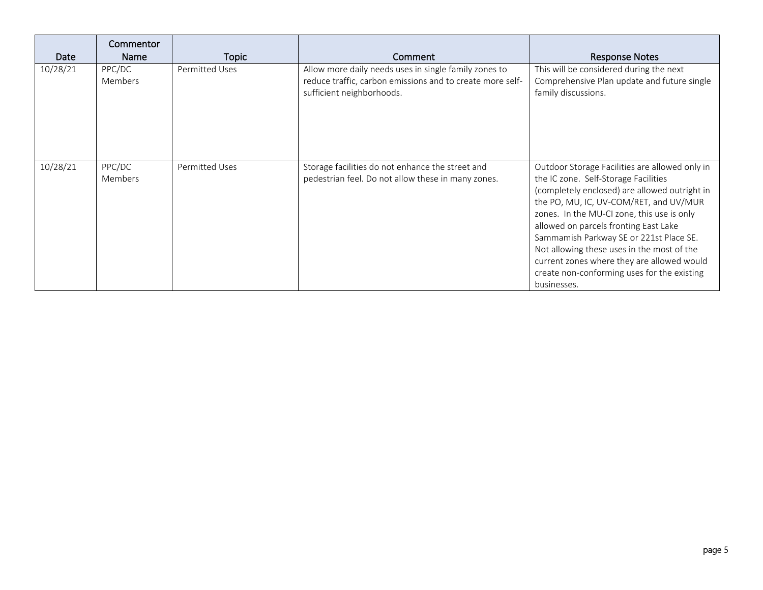| Date | Commentor Name | Topic | Comment | Response Notes |
|---|---|---|---|---|
| 10/28/21 | PPC/DC Members | Permitted Uses | Allow more daily needs uses in single family zones to reduce traffic, carbon emissions and to create more self-sufficient neighborhoods. | This will be considered during the next Comprehensive Plan update and future single family discussions. |
| 10/28/21 | PPC/DC Members | Permitted Uses | Storage facilities do not enhance the street and pedestrian feel. Do not allow these in many zones. | Outdoor Storage Facilities are allowed only in the IC zone. Self-Storage Facilities (completely enclosed) are allowed outright in the PO, MU, IC, UV-COM/RET, and UV/MUR zones. In the MU-CI zone, this use is only allowed on parcels fronting East Lake Sammamish Parkway SE or 221st Place SE. Not allowing these uses in the most of the current zones where they are allowed would create non-conforming uses for the existing businesses. |